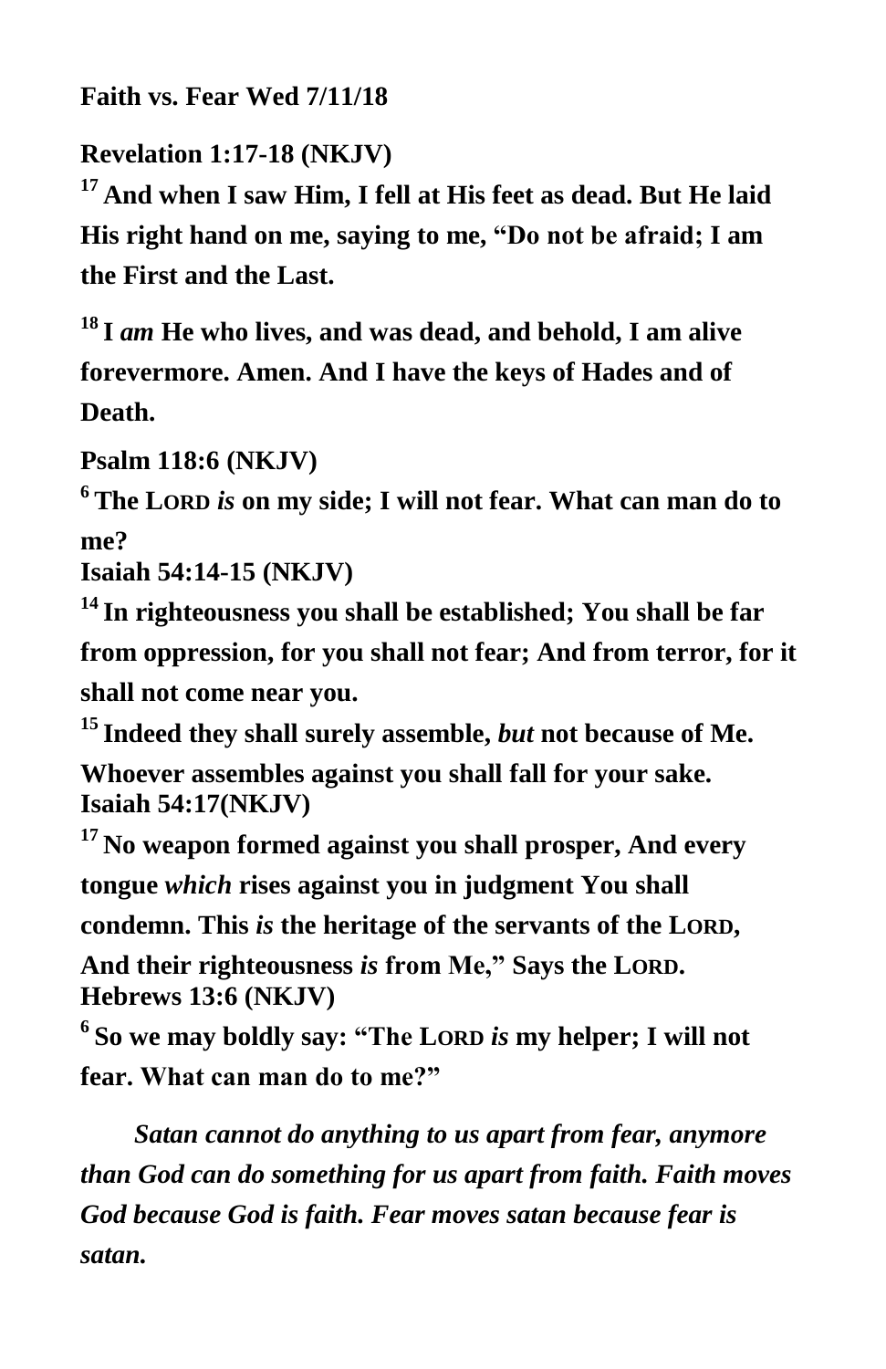**Faith vs. Fear Wed 7/11/18**

**Revelation 1:17-18 (NKJV)**

**[17] And when I saw Him, I fell at His feet as dead. But He laid His right hand on me, saying to me, "Do not be afraid; I am the First and the Last.**

**[18] I *am* He who lives, and was dead, and behold, I am alive forevermore. Amen. And I have the keys of Hades and of Death.**

**Psalm 118:6 (NKJV)**

**[6] The LORD *is* on my side; I will not fear. What can man do to me?**

**Isaiah 54:14-15 (NKJV)**

**[14] In righteousness you shall be established; You shall be far from oppression, for you shall not fear; And from terror, for it shall not come near you.**

**[15] Indeed they shall surely assemble, *but* not because of Me. Whoever assembles against you shall fall for your sake.**

**Isaiah 54:17(NKJV)**

**[17] No weapon formed against you shall prosper, And every tongue *which* rises against you in judgment You shall condemn. This *is* the heritage of the servants of the LORD, And their righteousness *is* from Me," Says the LORD.**

**Hebrews 13:6 (NKJV)**

**[6] So we may boldly say: "The LORD *is* my helper; I will not fear. What can man do to me?"**

***Satan cannot do anything to us apart from fear, anymore than God can do something for us apart from faith. Faith moves God because God is faith. Fear moves satan because fear is satan.***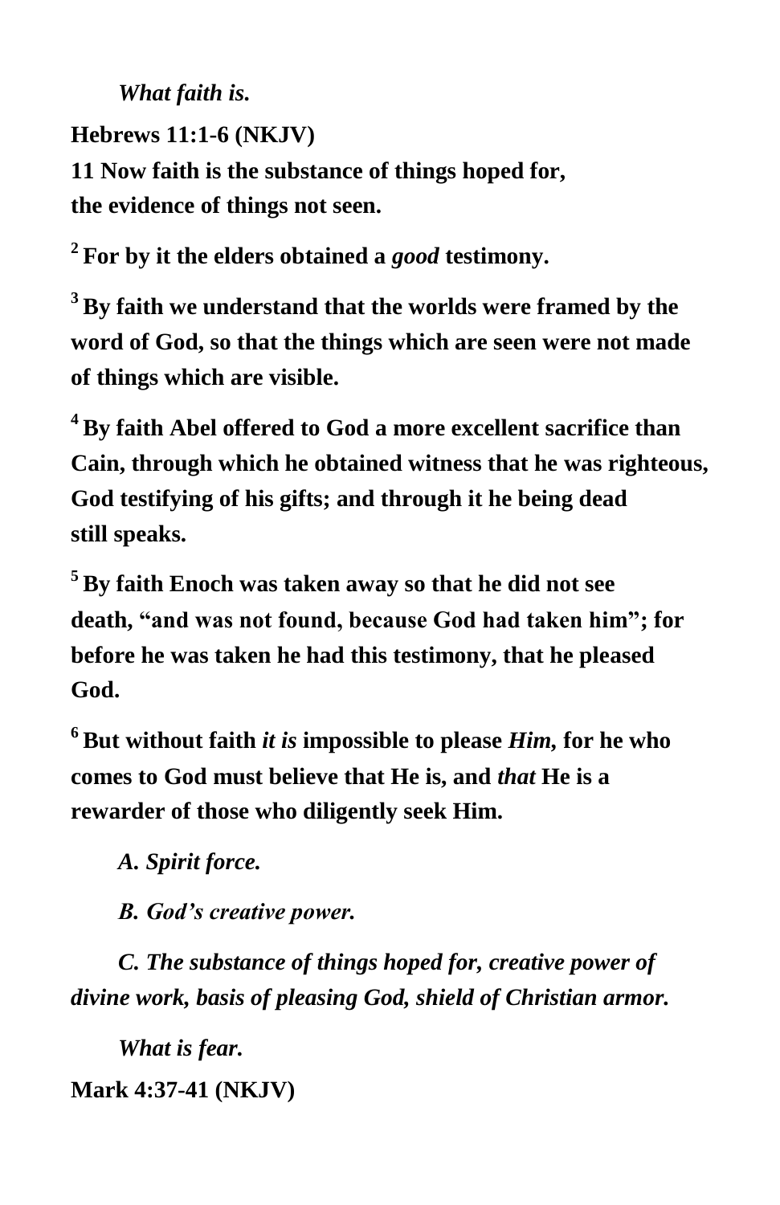*What faith is.*

**Hebrews 11:1-6 (NKJV)**

**11 Now faith is the substance of things hoped for,
the evidence of things not seen.**

**[2] For by it the elders obtained a *good* testimony.**

**[3] By faith we understand that the worlds were framed by the word of God, so that the things which are seen were not made of things which are visible.**

**[4] By faith Abel offered to God a more excellent sacrifice than Cain, through which he obtained witness that he was righteous, God testifying of his gifts; and through it he being dead still speaks.**

**[5] By faith Enoch was taken away so that he did not see death, "and was not found, because God had taken him"; for before he was taken he had this testimony, that he pleased God.**

**[6] But without faith *it is* impossible to please *Him,* for he who comes to God must believe that He is, and *that* He is a rewarder of those who diligently seek Him.**

*A. Spirit force.*

*B. God's creative power.*

*C. The substance of things hoped for, creative power of divine work, basis of pleasing God, shield of Christian armor.*

*What is fear.*

**Mark 4:37-41 (NKJV)**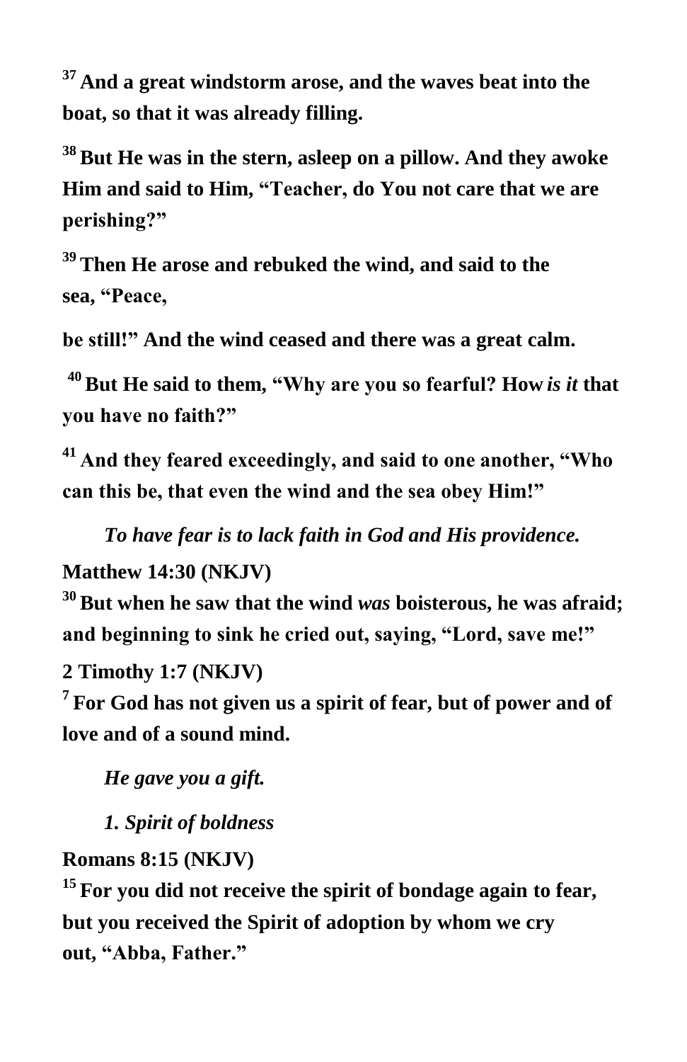**[37] And a great windstorm arose, and the waves beat into the boat, so that it was already filling.**

**[38] But He was in the stern, asleep on a pillow. And they awoke Him and said to Him, "Teacher, do You not care that we are perishing?"**

**[39] Then He arose and rebuked the wind, and said to the sea, "Peace,**

**be still!" And the wind ceased and there was a great calm.**

**[40] But He said to them, "Why are you so fearful? How *is it* that you have no faith?"**

**[41] And they feared exceedingly, and said to one another, "Who can this be, that even the wind and the sea obey Him!"**

***To have fear is to lack faith in God and His providence.***

**Matthew 14:30 (NKJV)**

**[30] But when he saw that the wind *was* boisterous, he was afraid; and beginning to sink he cried out, saying, "Lord, save me!"**

**2 Timothy 1:7 (NKJV)**

**[7] For God has not given us a spirit of fear, but of power and of love and of a sound mind.**

***He gave you a gift.***

***1. Spirit of boldness***

**Romans 8:15 (NKJV)**

**[15] For you did not receive the spirit of bondage again to fear, but you received the Spirit of adoption by whom we cry out, "Abba, Father."**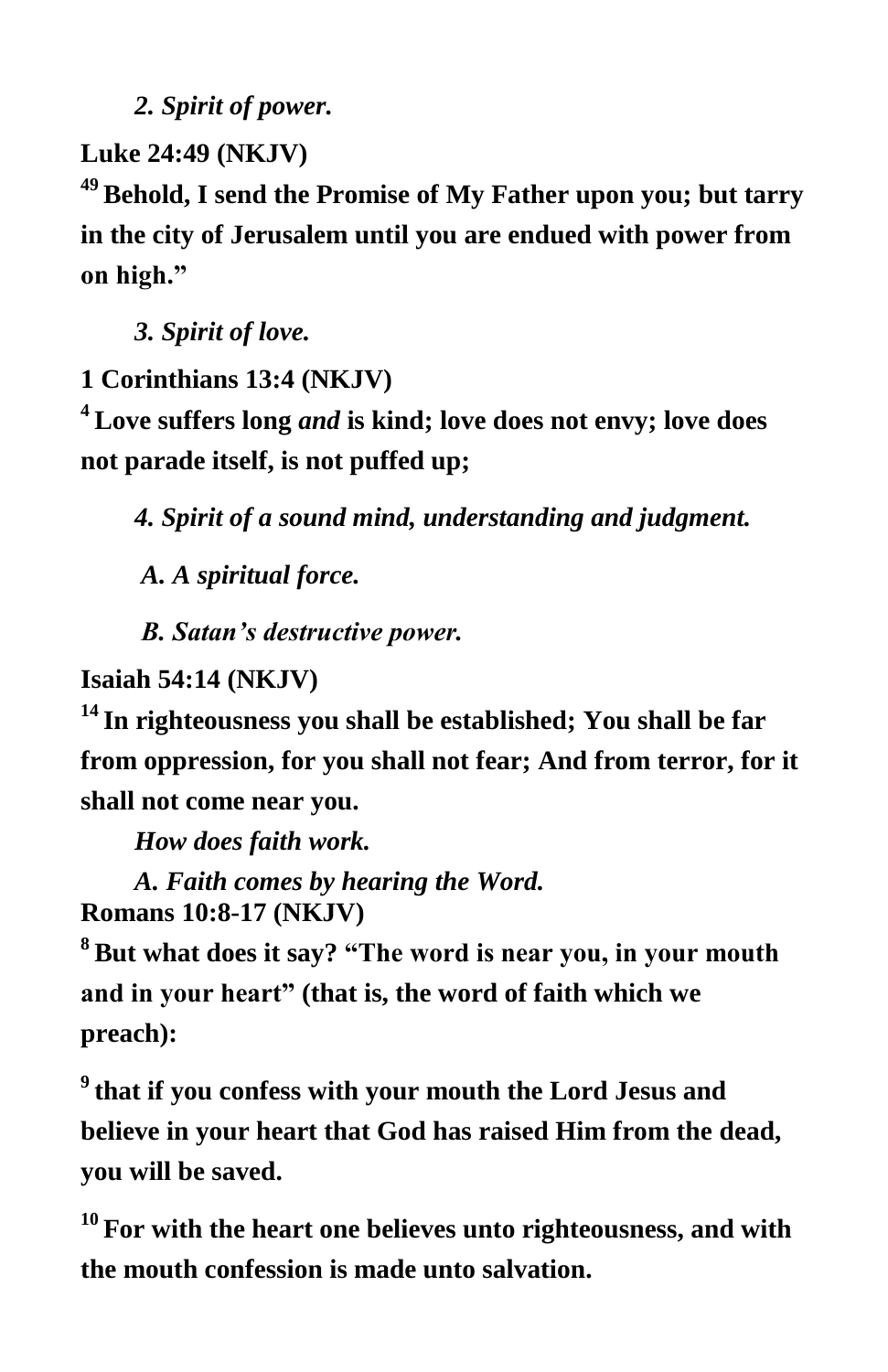*2. Spirit of power.*

**Luke 24:49 (NKJV)**

**[49] Behold, I send the Promise of My Father upon you; but tarry in the city of Jerusalem until you are endued with power from on high."**

*3. Spirit of love.*

**1 Corinthians 13:4 (NKJV)**

**[4] Love suffers long *and* is kind; love does not envy; love does not parade itself, is not puffed up;**

*4. Spirit of a sound mind, understanding and judgment.*

*A. A spiritual force.*

*B. Satan's destructive power.*

**Isaiah 54:14 (NKJV)**

**[14] In righteousness you shall be established; You shall be far from oppression, for you shall not fear; And from terror, for it shall not come near you.**

*How does faith work.*

*A. Faith comes by hearing the Word.*

**Romans 10:8-17 (NKJV)**

**[8] But what does it say? "The word is near you, in your mouth and in your heart" (that is, the word of faith which we preach):**

**[9] that if you confess with your mouth the Lord Jesus and believe in your heart that God has raised Him from the dead, you will be saved.**

**[10] For with the heart one believes unto righteousness, and with the mouth confession is made unto salvation.**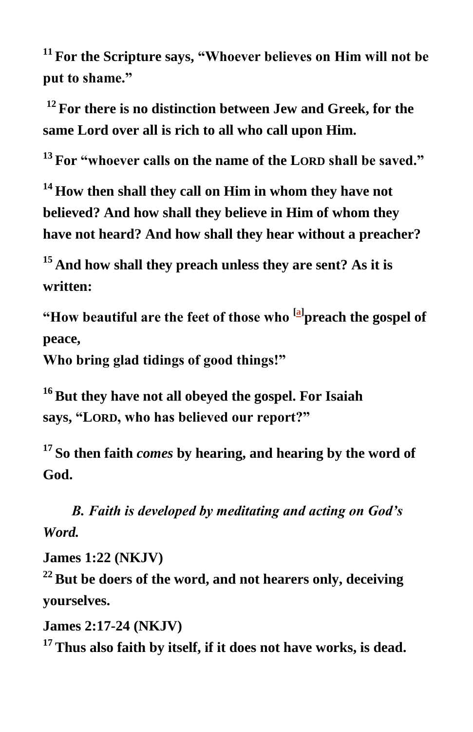**[11] For the Scripture says, "Whoever believes on Him will not be put to shame."**

**[12] For there is no distinction between Jew and Greek, for the same Lord over all is rich to all who call upon Him.**

**[13] For "whoever calls on the name of the LORD shall be saved."**

**[14] How then shall they call on Him in whom they have not believed? And how shall they believe in Him of whom they have not heard? And how shall they hear without a preacher?**

**[15] And how shall they preach unless they are sent? As it is written:**

**"How beautiful are the feet of those who [a]preach the gospel of peace,**
**Who bring glad tidings of good things!"**

**[16] But they have not all obeyed the gospel. For Isaiah says, "LORD, who has believed our report?"**

**[17] So then faith *comes* by hearing, and hearing by the word of God.**

***B. Faith is developed by meditating and acting on God's Word.***

**James 1:22 (NKJV)**
**[22] But be doers of the word, and not hearers only, deceiving yourselves.**

**James 2:17-24 (NKJV)**
**[17] Thus also faith by itself, if it does not have works, is dead.**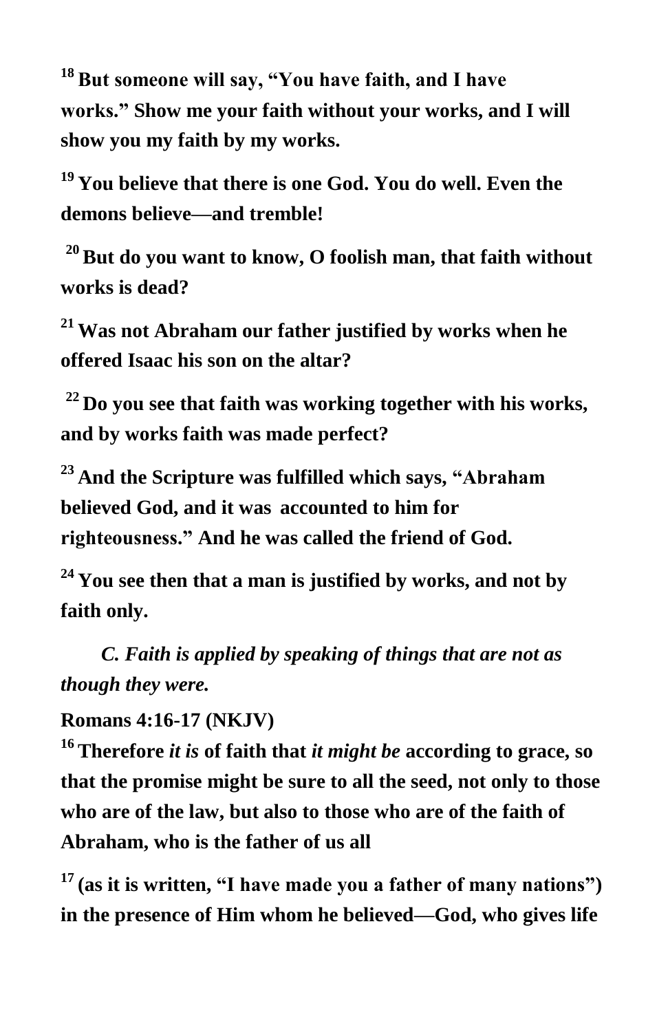**[18] But someone will say, "You have faith, and I have works." Show me your faith without your works, and I will show you my faith by my works.**

**[19] You believe that there is one God. You do well. Even the demons believe—and tremble!**

**[20] But do you want to know, O foolish man, that faith without works is dead?**

**[21] Was not Abraham our father justified by works when he offered Isaac his son on the altar?**

**[22] Do you see that faith was working together with his works, and by works faith was made perfect?**

**[23] And the Scripture was fulfilled which says, "Abraham believed God, and it was accounted to him for righteousness." And he was called the friend of God.**

**[24] You see then that a man is justified by works, and not by faith only.**

***C. Faith is applied by speaking of things that are not as though they were.***

**Romans 4:16-17 (NKJV)**

**[16] Therefore *it is* of faith that *it might be* according to grace, so that the promise might be sure to all the seed, not only to those who are of the law, but also to those who are of the faith of Abraham, who is the father of us all**

**[17] (as it is written, "I have made you a father of many nations") in the presence of Him whom he believed—God, who gives life**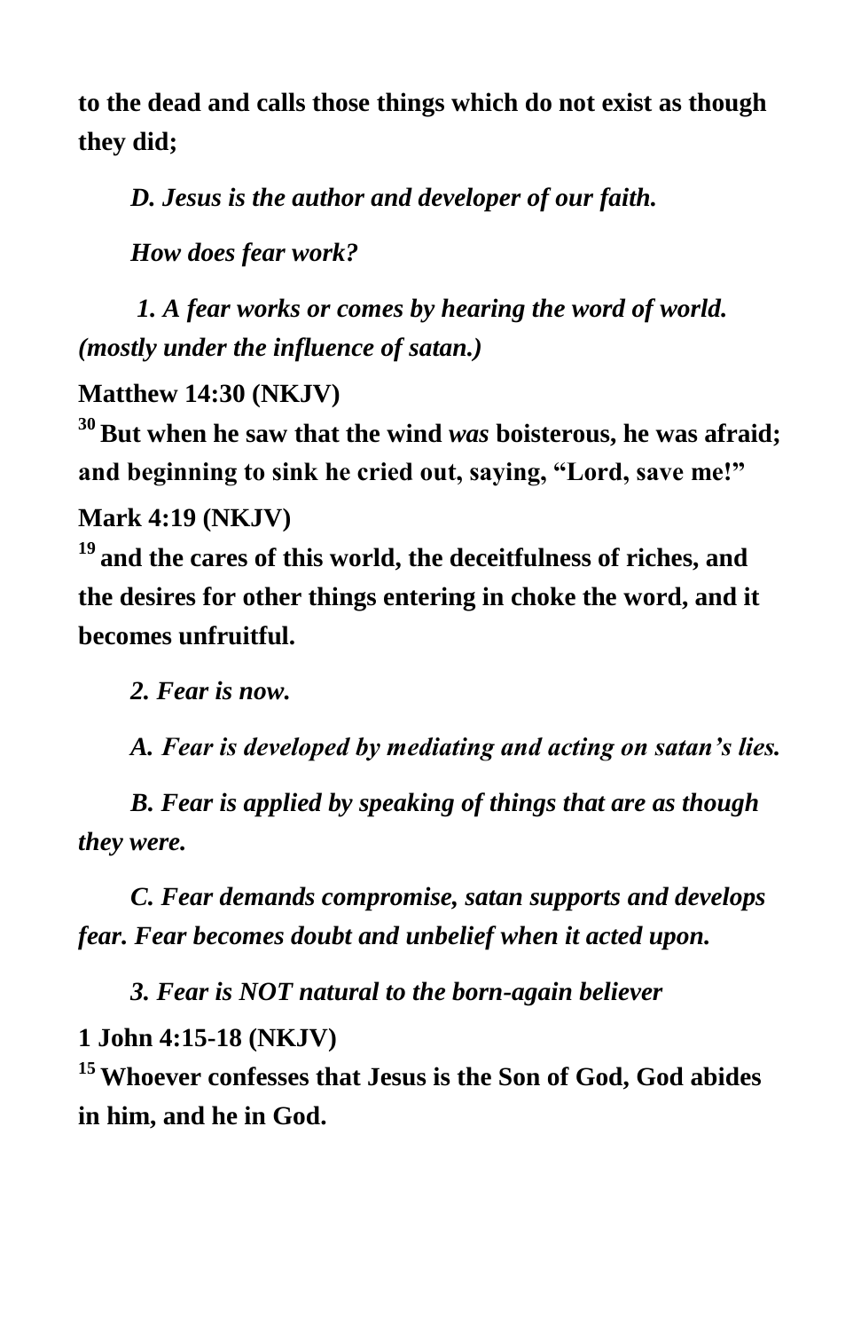**to the dead and calls those things which do not exist as though they did;**

*D. Jesus is the author and developer of our faith.*

*How does fear work?*

*1. A fear works or comes by hearing the word of world. (mostly under the influence of satan.)*

**Matthew 14:30 (NKJV)**

**[30] But when he saw that the wind *was* boisterous, he was afraid; and beginning to sink he cried out, saying, "Lord, save me!"**

**Mark 4:19 (NKJV)**

**[19] and the cares of this world, the deceitfulness of riches, and the desires for other things entering in choke the word, and it becomes unfruitful.**

*2. Fear is now.*

*A. Fear is developed by mediating and acting on satan's lies.*

*B. Fear is applied by speaking of things that are as though they were.*

*C. Fear demands compromise, satan supports and develops fear. Fear becomes doubt and unbelief when it acted upon.*

*3. Fear is NOT natural to the born-again believer*

**1 John 4:15-18 (NKJV)**

**[15] Whoever confesses that Jesus is the Son of God, God abides in him, and he in God.**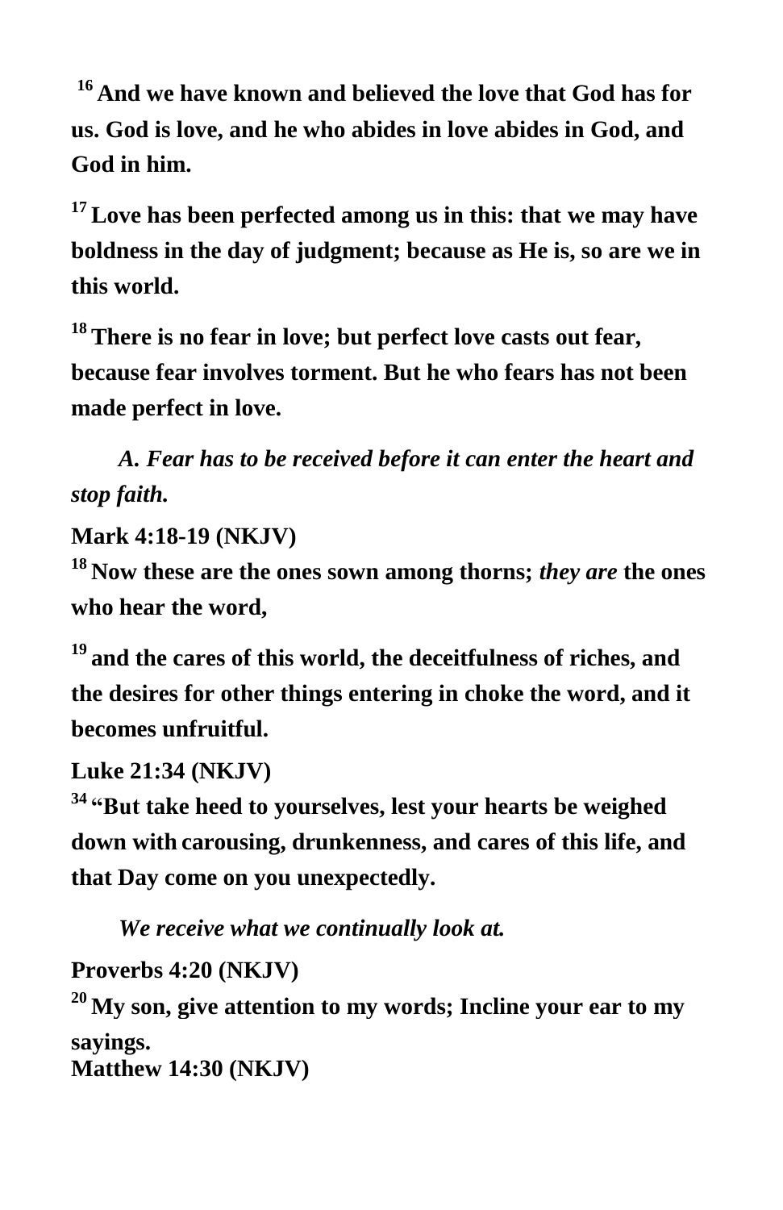**[16] And we have known and believed the love that God has for us. God is love, and he who abides in love abides in God, and God in him.**

**[17] Love has been perfected among us in this: that we may have boldness in the day of judgment; because as He is, so are we in this world.**

**[18] There is no fear in love; but perfect love casts out fear, because fear involves torment. But he who fears has not been made perfect in love.**

***A. Fear has to be received before it can enter the heart and stop faith.***

**Mark 4:18-19 (NKJV)**

**[18] Now these are the ones sown among thorns; *they are* the ones who hear the word,**

**[19] and the cares of this world, the deceitfulness of riches, and the desires for other things entering in choke the word, and it becomes unfruitful.**

**Luke 21:34 (NKJV)**

**[34] "But take heed to yourselves, lest your hearts be weighed down with carousing, drunkenness, and cares of this life, and that Day come on you unexpectedly.**

***We receive what we continually look at.***

**Proverbs 4:20 (NKJV)**

**[20] My son, give attention to my words; Incline your ear to my sayings.**

**Matthew 14:30 (NKJV)**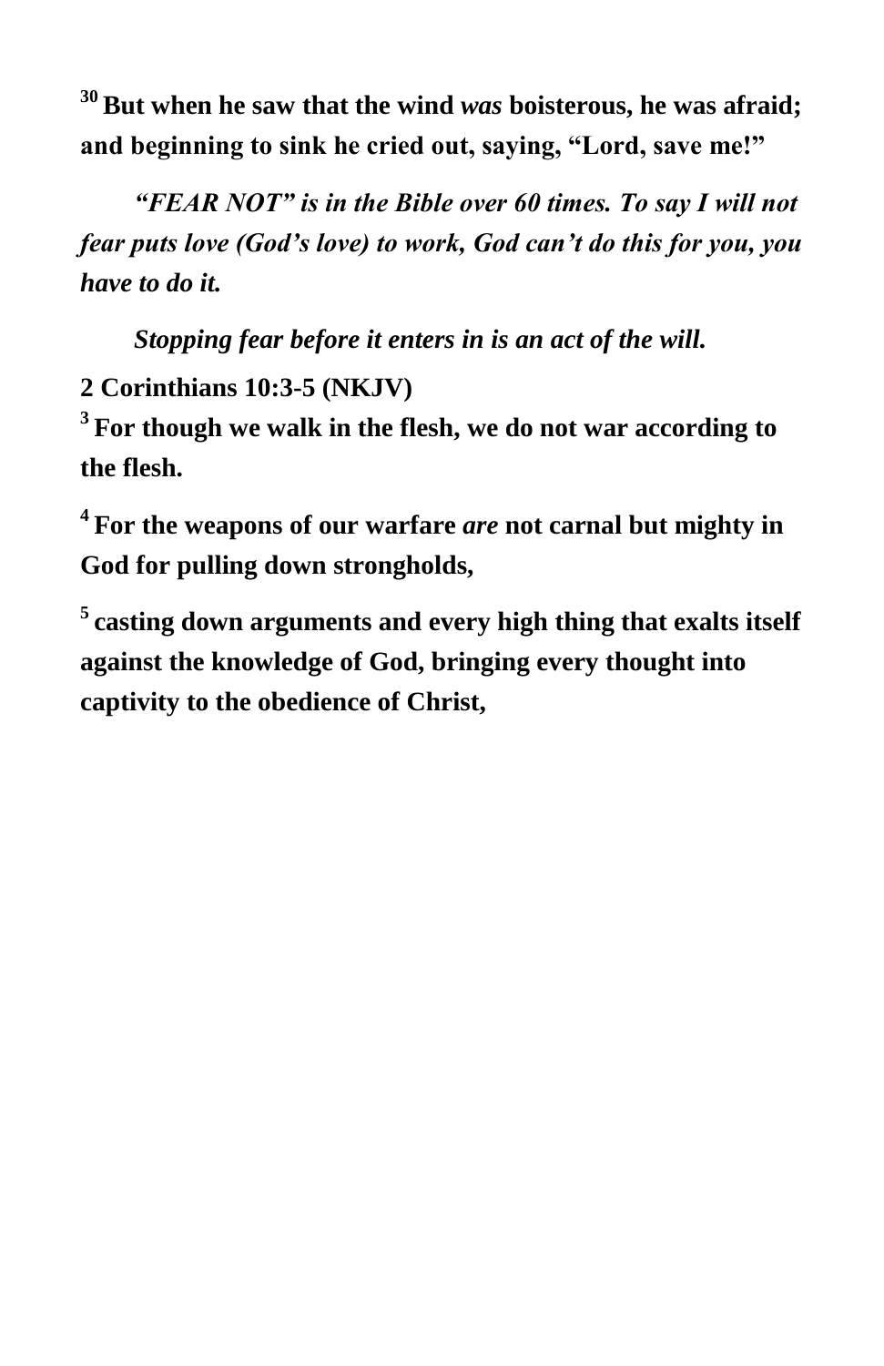**[30] But when he saw that the wind *was* boisterous, he was afraid; and beginning to sink he cried out, saying, "Lord, save me!"**

***"FEAR NOT" is in the Bible over 60 times. To say I will not fear puts love (God's love) to work, God can't do this for you, you have to do it.***

***Stopping fear before it enters in is an act of the will.***

**2 Corinthians 10:3-5 (NKJV)**

**[3] For though we walk in the flesh, we do not war according to the flesh.**

**[4] For the weapons of our warfare *are* not carnal but mighty in God for pulling down strongholds,**

**[5] casting down arguments and every high thing that exalts itself against the knowledge of God, bringing every thought into captivity to the obedience of Christ,**